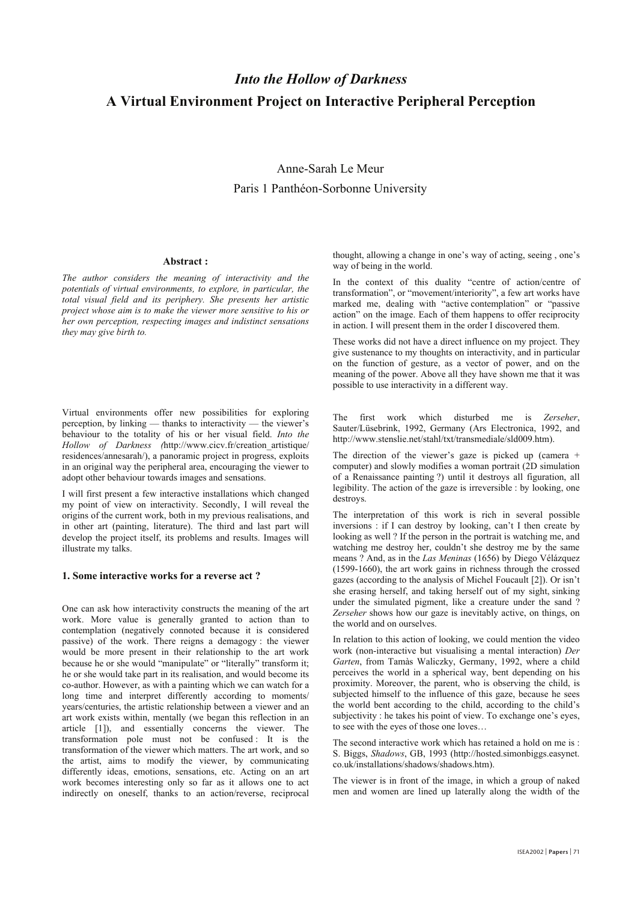# *Into the Hollow of Darkness*

# A Virtual Environment Project on Interactive Peripheral Perception

Anne-Sarah Le Meur

Paris 1 Panthéon-Sorbonne University

**Abstract :**

*The author considers the meaning of interactivity and the potentials of virtual environments, to explore, in particular, the total visual field and its periphery. She presents her artistic project whose aim is to make the viewer more sensitive to his or her own perception, respecting images and indistinct sensations they may give birth to.*

Virtual environments offer new possibilities for exploring perception, by linking — thanks to interactivity — the viewer's behaviour to the totality of his or her visual field. *Into the Hollow of Darkness (*http://www.cicv.fr/creation_artistique/residences/annesarah/), a panoramic project in progress, exploits in an original way the peripheral area, encouraging the viewer to adopt other behaviour towards images and sensations.

I will first present a few interactive installations which changed my point of view on interactivity. Secondly, I will reveal the origins of the current work, both in my previous realisations, and in other art (painting, literature). The third and last part will develop the project itself, its problems and results. Images will illustrate my talks.

## 1. Some interactive works for a reverse act ?

One can ask how interactivity constructs the meaning of the art work. More value is generally granted to action than to contemplation (negatively connoted because it is considered passive) of the work. There reigns a demagogy : the viewer would be more present in their relationship to the art work because he or she would "manipulate" or "literally" transform it; he or she would take part in its realisation, and would become its co-author. However, as with a painting which we can watch for a long time and interpret differently according to moments/years/centuries, the artistic relationship between a viewer and an art work exists within, mentally (we began this reflection in an article [1]), and essentially concerns the viewer. The transformation pole must not be confused : It is the transformation of the viewer which matters. The art work, and so the artist, aims to modify the viewer, by communicating differently ideas, emotions, sensations, etc. Acting on an art work becomes interesting only so far as it allows one to act indirectly on oneself, thanks to an action/reverse, reciprocal thought, allowing a change in one's way of acting, seeing , one's way of being in the world.

In the context of this duality "centre of action/centre of transformation", or "movement/interiority", a few art works have marked me, dealing with "active contemplation" or "passive action" on the image. Each of them happens to offer reciprocity in action. I will present them in the order I discovered them.

These works did not have a direct influence on my project. They give sustenance to my thoughts on interactivity, and in particular on the function of gesture, as a vector of power, and on the meaning of the power. Above all they have shown me that it was possible to use interactivity in a different way.

The first work which disturbed me is *Zerseher*, Sauter/Lüsebrink, 1992, Germany (Ars Electronica, 1992, and http://www.stenslie.net/stahl/txt/transmediale/sld009.htm).

The direction of the viewer's gaze is picked up (camera + computer) and slowly modifies a woman portrait (2D simulation of a Renaissance painting ?) until it destroys all figuration, all legibility. The action of the gaze is irreversible : by looking, one destroys.

The interpretation of this work is rich in several possible inversions : if I can destroy by looking, can't I then create by looking as well ? If the person in the portrait is watching me, and watching me destroy her, couldn't she destroy me by the same means ? And, as in the *Las Meninas* (1656) by Diego Vélázquez (1599-1660), the art work gains in richness through the crossed gazes (according to the analysis of Michel Foucault [2]). Or isn't she erasing herself, and taking herself out of my sight, sinking under the simulated pigment, like a creature under the sand ? *Zerseher* shows how our gaze is inevitably active, on things, on the world and on ourselves.

In relation to this action of looking, we could mention the video work (non-interactive but visualising a mental interaction) *Der Garten*, from Tamàs Waliczky, Germany, 1992, where a child perceives the world in a spherical way, bent depending on his proximity. Moreover, the parent, who is observing the child, is subjected himself to the influence of this gaze, because he sees the world bent according to the child, according to the child's subjectivity : he takes his point of view. To exchange one's eyes, to see with the eyes of those one loves…

The second interactive work which has retained a hold on me is : S. Biggs, *Shadows*, GB, 1993 (http://hosted.simonbiggs.easynet.co.uk/installations/shadows/shadows.htm).

The viewer is in front of the image, in which a group of naked men and women are lined up laterally along the width of the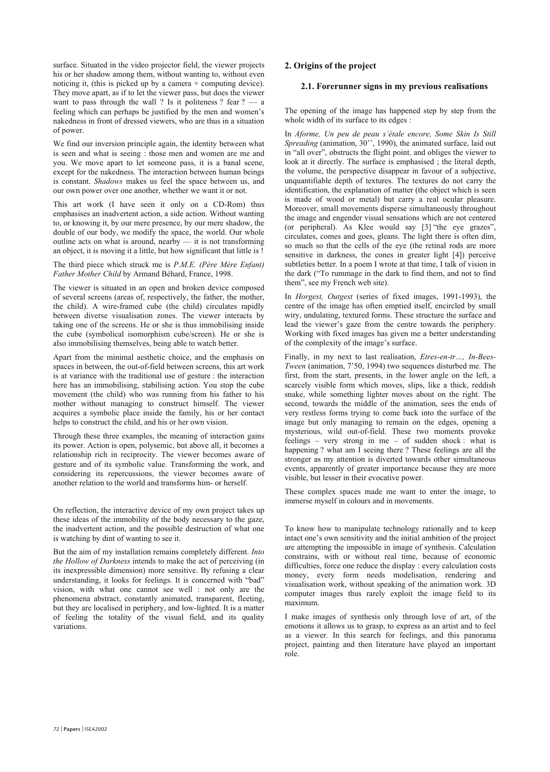surface. Situated in the video projector field, the viewer projects his or her shadow among them, without wanting to, without even noticing it, (this is picked up by a camera + computing device). They move apart, as if to let the viewer pass, but does the viewer want to pass through the wall ? Is it politeness ? fear ? — a feeling which can perhaps be justified by the men and women's nakedness in front of dressed viewers, who are thus in a situation of power.

We find our inversion principle again, the identity between what is seen and what is seeing : those men and women are me and you. We move apart to let someone pass, it is a banal scene, except for the nakedness. The interaction between human beings is constant. *Shadows* makes us feel the space between us, and our own power over one another, whether we want it or not.

This art work (I have seen it only on a CD-Rom) thus emphasises an inadvertent action, a side action. Without wanting to, or knowing it, by our mere presence, by our mere shadow, the double of our body, we modify the space, the world. Our whole outline acts on what is around, nearby — it is not transforming an object, it is moving it a little, but how significant that little is !

The third piece which struck me is *P.M.E. (Père Mère Enfant) Father Mother Child* by Armand Béhard, France, 1998.

The viewer is situated in an open and broken device composed of several screens (areas of, respectively, the father, the mother, the child). A wire-framed cube (the child) circulates rapidly between diverse visualisation zones. The viewer interacts by taking one of the screens. He or she is thus immobilising inside the cube (symbolical isomorphism cube/screen). He or she is also immobilising themselves, being able to watch better.

Apart from the minimal aesthetic choice, and the emphasis on spaces in between, the out-of-field between screens, this art work is at variance with the traditional use of gesture : the interaction here has an immobilising, stabilising action. You stop the cube movement (the child) who was running from his father to his mother without managing to construct himself. The viewer acquires a symbolic place inside the family, his or her contact helps to construct the child, and his or her own vision.

Through these three examples, the meaning of interaction gains its power. Action is open, polysemic, but above all, it becomes a relationship rich in reciprocity. The viewer becomes aware of gesture and of its symbolic value. Transforming the work, and considering its repercussions, the viewer becomes aware of another relation to the world and transforms him- or herself.

On reflection, the interactive device of my own project takes up these ideas of the immobility of the body necessary to the gaze, the inadvertent action, and the possible destruction of what one is watching by dint of wanting to see it.

But the aim of my installation remains completely different. *Into the Hollow of Darkness* intends to make the act of perceiving (in its inexpressible dimension) more sensitive. By refusing a clear understanding, it looks for feelings. It is concerned with "bad" vision, with what one cannot see well : not only are the phenomena abstract, constantly animated, transparent, fleeting, but they are localised in periphery, and low-lighted. It is a matter of feeling the totality of the visual field, and its quality variations.

## 2. Origins of the project

### 2.1. Forerunner signs in my previous realisations

The opening of the image has happened step by step from the whole width of its surface to its edges :

In *Aforme, Un peu de peau s'étale encore, Some Skin Is Still Spreading* (animation, 30'', 1990), the animated surface, laid out in "all over", obstructs the flight point, and obliges the viewer to look at it directly. The surface is emphasised ; the literal depth, the volume, the perspective disappear in favour of a subjective, unquantifiable depth of textures. The textures do not carry the identification, the explanation of matter (the object which is seen is made of wood or metal) but carry a real ocular pleasure. Moreover, small movements disperse simultaneously throughout the image and engender visual sensations which are not centered (or peripheral). As Klee would say [3] "the eye grazes", circulates, comes and goes, gleans. The light there is often dim, so much so that the cells of the eye (the retinal rods are more sensitive in darkness, the cones in greater light [4]) perceive subtleties better. In a poem I wrote at that time, I talk of vision in the dark ("To rummage in the dark to find them, and not to find them", see my French web site).

In *Horgest, Outgest* (series of fixed images, 1991-1993), the centre of the image has often emptied itself, encircled by small wiry, undulating, textured forms. These structure the surface and lead the viewer's gaze from the centre towards the periphery. Working with fixed images has given me a better understanding of the complexity of the image's surface.

Finally, in my next to last realisation, *Etres-en-tr…, In-Bees-Tween* (animation, 7'50, 1994) two sequences disturbed me. The first, from the start, presents, in the lower angle on the left, a scarcely visible form which moves, slips, like a thick, reddish snake, while something lighter moves about on the right. The second, towards the middle of the animation, sees the ends of very restless forms trying to come back into the surface of the image but only managing to remain on the edges, opening a mysterious, wild out-of-field. These two moments provoke feelings – very strong in me – of sudden shock : what is happening ? what am I seeing there ? These feelings are all the stronger as my attention is diverted towards other simultaneous events, apparently of greater importance because they are more visible, but lesser in their evocative power.

These complex spaces made me want to enter the image, to immerse myself in colours and in movements.

To know how to manipulate technology rationally and to keep intact one's own sensitivity and the initial ambition of the project are attempting the impossible in image of synthesis. Calculation constrains, with or without real time, because of economic difficulties, force one reduce the display : every calculation costs money, every form needs modelisation, rendering and visualisation work, without speaking of the animation work. 3D computer images thus rarely exploit the image field to its maximum.

I make images of synthesis only through love of art, of the emotions it allows us to grasp, to express as an artist and to feel as a viewer. In this search for feelings, and this panorama project, painting and then literature have played an important role.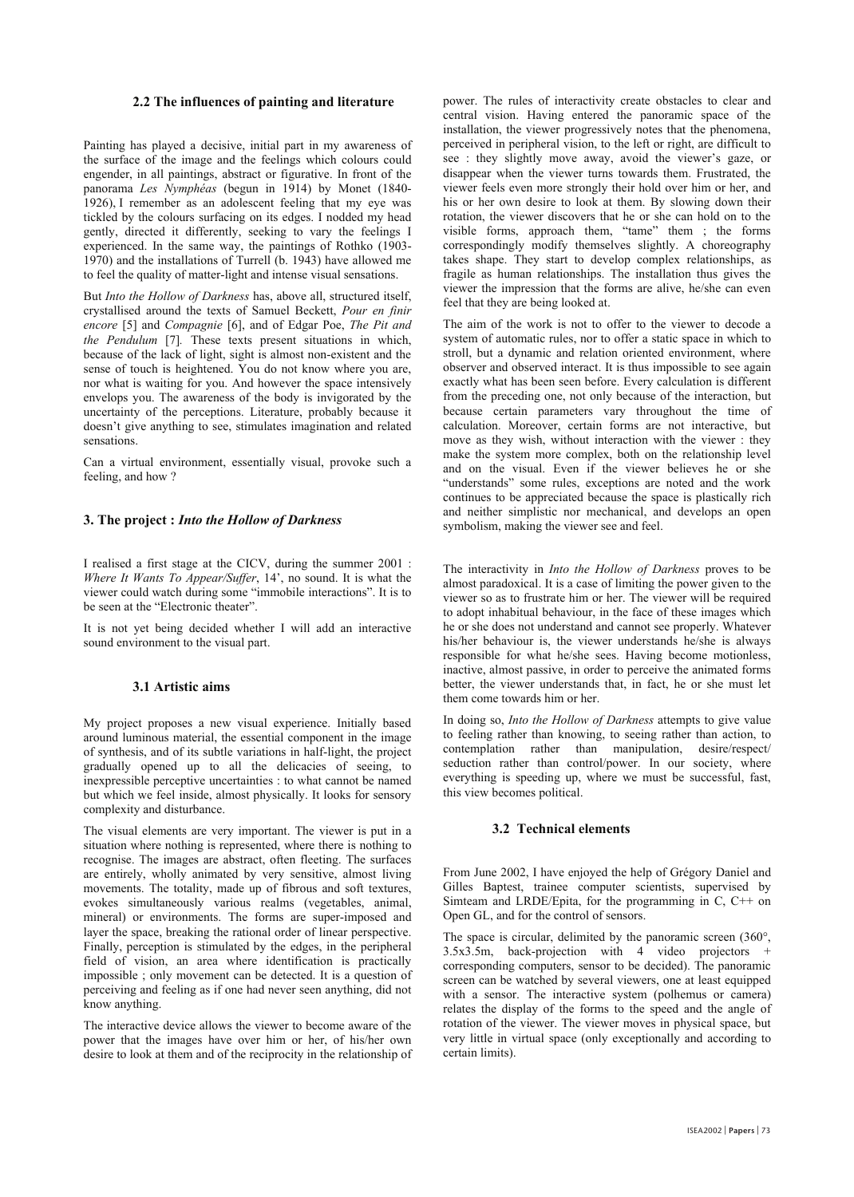### 2.2 The influences of painting and literature

Painting has played a decisive, initial part in my awareness of the surface of the image and the feelings which colours could engender, in all paintings, abstract or figurative. In front of the panorama *Les Nymphéas* (begun in 1914) by Monet (1840-1926), I remember as an adolescent feeling that my eye was tickled by the colours surfacing on its edges. I nodded my head gently, directed it differently, seeking to vary the feelings I experienced. In the same way, the paintings of Rothko (1903-1970) and the installations of Turrell (b. 1943) have allowed me to feel the quality of matter-light and intense visual sensations.

But *Into the Hollow of Darkness* has, above all, structured itself, crystallised around the texts of Samuel Beckett, *Pour en finir encore* [5] and *Compagnie* [6], and of Edgar Poe, *The Pit and the Pendulum* [7]. These texts present situations in which, because of the lack of light, sight is almost non-existent and the sense of touch is heightened. You do not know where you are, nor what is waiting for you. And however the space intensively envelops you. The awareness of the body is invigorated by the uncertainty of the perceptions. Literature, probably because it doesn't give anything to see, stimulates imagination and related sensations.

Can a virtual environment, essentially visual, provoke such a feeling, and how ?

## 3. The project : *Into the Hollow of Darkness*

I realised a first stage at the CICV, during the summer 2001 : *Where It Wants To Appear/Suffer*, 14', no sound. It is what the viewer could watch during some "immobile interactions". It is to be seen at the "Electronic theater".

It is not yet being decided whether I will add an interactive sound environment to the visual part.

### 3.1 Artistic aims

My project proposes a new visual experience. Initially based around luminous material, the essential component in the image of synthesis, and of its subtle variations in half-light, the project gradually opened up to all the delicacies of seeing, to inexpressible perceptive uncertainties : to what cannot be named but which we feel inside, almost physically. It looks for sensory complexity and disturbance.

The visual elements are very important. The viewer is put in a situation where nothing is represented, where there is nothing to recognise. The images are abstract, often fleeting. The surfaces are entirely, wholly animated by very sensitive, almost living movements. The totality, made up of fibrous and soft textures, evokes simultaneously various realms (vegetables, animal, mineral) or environments. The forms are super-imposed and layer the space, breaking the rational order of linear perspective. Finally, perception is stimulated by the edges, in the peripheral field of vision, an area where identification is practically impossible ; only movement can be detected. It is a question of perceiving and feeling as if one had never seen anything, did not know anything.

The interactive device allows the viewer to become aware of the power that the images have over him or her, of his/her own desire to look at them and of the reciprocity in the relationship of power. The rules of interactivity create obstacles to clear and central vision. Having entered the panoramic space of the installation, the viewer progressively notes that the phenomena, perceived in peripheral vision, to the left or right, are difficult to see : they slightly move away, avoid the viewer's gaze, or disappear when the viewer turns towards them. Frustrated, the viewer feels even more strongly their hold over him or her, and his or her own desire to look at them. By slowing down their rotation, the viewer discovers that he or she can hold on to the visible forms, approach them, "tame" them ; the forms correspondingly modify themselves slightly. A choreography takes shape. They start to develop complex relationships, as fragile as human relationships. The installation thus gives the viewer the impression that the forms are alive, he/she can even feel that they are being looked at.

The aim of the work is not to offer to the viewer to decode a system of automatic rules, nor to offer a static space in which to stroll, but a dynamic and relation oriented environment, where observer and observed interact. It is thus impossible to see again exactly what has been seen before. Every calculation is different from the preceding one, not only because of the interaction, but because certain parameters vary throughout the time of calculation. Moreover, certain forms are not interactive, but move as they wish, without interaction with the viewer : they make the system more complex, both on the relationship level and on the visual. Even if the viewer believes he or she "understands" some rules, exceptions are noted and the work continues to be appreciated because the space is plastically rich and neither simplistic nor mechanical, and develops an open symbolism, making the viewer see and feel.

The interactivity in *Into the Hollow of Darkness* proves to be almost paradoxical. It is a case of limiting the power given to the viewer so as to frustrate him or her. The viewer will be required to adopt inhabitual behaviour, in the face of these images which he or she does not understand and cannot see properly. Whatever his/her behaviour is, the viewer understands he/she is always responsible for what he/she sees. Having become motionless, inactive, almost passive, in order to perceive the animated forms better, the viewer understands that, in fact, he or she must let them come towards him or her.

In doing so, *Into the Hollow of Darkness* attempts to give value to feeling rather than knowing, to seeing rather than action, to contemplation rather than manipulation, desire/respect/ seduction rather than control/power. In our society, where everything is speeding up, where we must be successful, fast, this view becomes political.

### 3.2 Technical elements

From June 2002, I have enjoyed the help of Grégory Daniel and Gilles Baptest, trainee computer scientists, supervised by Simteam and LRDE/Epita, for the programming in C, C++ on Open GL, and for the control of sensors.

The space is circular, delimited by the panoramic screen (360°, 3.5x3.5m, back-projection with 4 video projectors + corresponding computers, sensor to be decided). The panoramic screen can be watched by several viewers, one at least equipped with a sensor. The interactive system (polhemus or camera) relates the display of the forms to the speed and the angle of rotation of the viewer. The viewer moves in physical space, but very little in virtual space (only exceptionally and according to certain limits).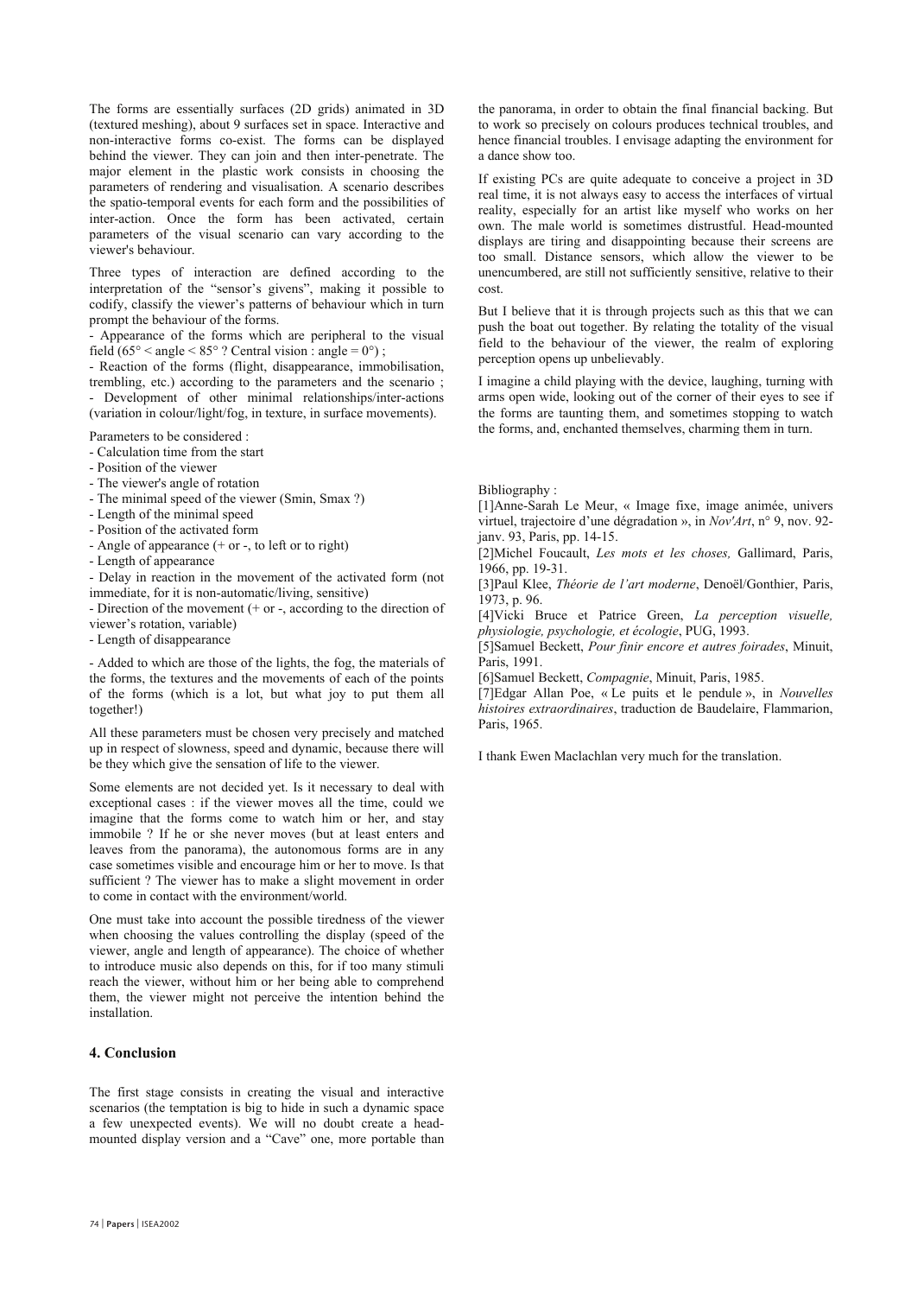The forms are essentially surfaces (2D grids) animated in 3D (textured meshing), about 9 surfaces set in space. Interactive and non-interactive forms co-exist. The forms can be displayed behind the viewer. They can join and then inter-penetrate. The major element in the plastic work consists in choosing the parameters of rendering and visualisation. A scenario describes the spatio-temporal events for each form and the possibilities of inter-action. Once the form has been activated, certain parameters of the visual scenario can vary according to the viewer's behaviour.

Three types of interaction are defined according to the interpretation of the "sensor's givens", making it possible to codify, classify the viewer's patterns of behaviour which in turn prompt the behaviour of the forms.

- Appearance of the forms which are peripheral to the visual field (65° < angle < 85° ? Central vision : angle = 0°) ;
- Reaction of the forms (flight, disappearance, immobilisation, trembling, etc.) according to the parameters and the scenario ;
- Development of other minimal relationships/inter-actions (variation in colour/light/fog, in texture, in surface movements).

Parameters to be considered :

- Calculation time from the start
- Position of the viewer
- The viewer's angle of rotation
- The minimal speed of the viewer (Smin, Smax ?)
- Length of the minimal speed
- Position of the activated form
- Angle of appearance (+ or -, to left or to right)
- Length of appearance
- Delay in reaction in the movement of the activated form (not immediate, for it is non-automatic/living, sensitive)
- Direction of the movement (+ or -, according to the direction of viewer's rotation, variable)
- Length of disappearance

- Added to which are those of the lights, the fog, the materials of the forms, the textures and the movements of each of the points of the forms (which is a lot, but what joy to put them all together!)

All these parameters must be chosen very precisely and matched up in respect of slowness, speed and dynamic, because there will be they which give the sensation of life to the viewer.

Some elements are not decided yet. Is it necessary to deal with exceptional cases : if the viewer moves all the time, could we imagine that the forms come to watch him or her, and stay immobile ? If he or she never moves (but at least enters and leaves from the panorama), the autonomous forms are in any case sometimes visible and encourage him or her to move. Is that sufficient ? The viewer has to make a slight movement in order to come in contact with the environment/world.

One must take into account the possible tiredness of the viewer when choosing the values controlling the display (speed of the viewer, angle and length of appearance). The choice of whether to introduce music also depends on this, for if too many stimuli reach the viewer, without him or her being able to comprehend them, the viewer might not perceive the intention behind the installation.

## 4. Conclusion

The first stage consists in creating the visual and interactive scenarios (the temptation is big to hide in such a dynamic space a few unexpected events). We will no doubt create a head-mounted display version and a "Cave" one, more portable than the panorama, in order to obtain the final financial backing. But to work so precisely on colours produces technical troubles, and hence financial troubles. I envisage adapting the environment for a dance show too.

If existing PCs are quite adequate to conceive a project in 3D real time, it is not always easy to access the interfaces of virtual reality, especially for an artist like myself who works on her own. The male world is sometimes distrustful. Head-mounted displays are tiring and disappointing because their screens are too small. Distance sensors, which allow the viewer to be unencumbered, are still not sufficiently sensitive, relative to their cost.

But I believe that it is through projects such as this that we can push the boat out together. By relating the totality of the visual field to the behaviour of the viewer, the realm of exploring perception opens up unbelievably.

I imagine a child playing with the device, laughing, turning with arms open wide, looking out of the corner of their eyes to see if the forms are taunting them, and sometimes stopping to watch the forms, and, enchanted themselves, charming them in turn.

Bibliography :

[1]Anne-Sarah Le Meur, « Image fixe, image animée, univers virtuel, trajectoire d'une dégradation », in *Nov'Art*, n° 9, nov. 92-janv. 93, Paris, pp. 14-15.

[2]Michel Foucault, *Les mots et les choses,* Gallimard, Paris, 1966, pp. 19-31.

[3]Paul Klee, *Théorie de l'art moderne*, Denoël/Gonthier, Paris, 1973, p. 96.

[4]Vicki Bruce et Patrice Green, *La perception visuelle, physiologie, psychologie, et écologie*, PUG, 1993.

[5]Samuel Beckett, *Pour finir encore et autres foirades*, Minuit, Paris, 1991.

[6]Samuel Beckett, *Compagnie*, Minuit, Paris, 1985.

[7]Edgar Allan Poe, « Le puits et le pendule », in *Nouvelles histoires extraordinaires*, traduction de Baudelaire, Flammarion, Paris, 1965.

I thank Ewen Maclachlan very much for the translation.